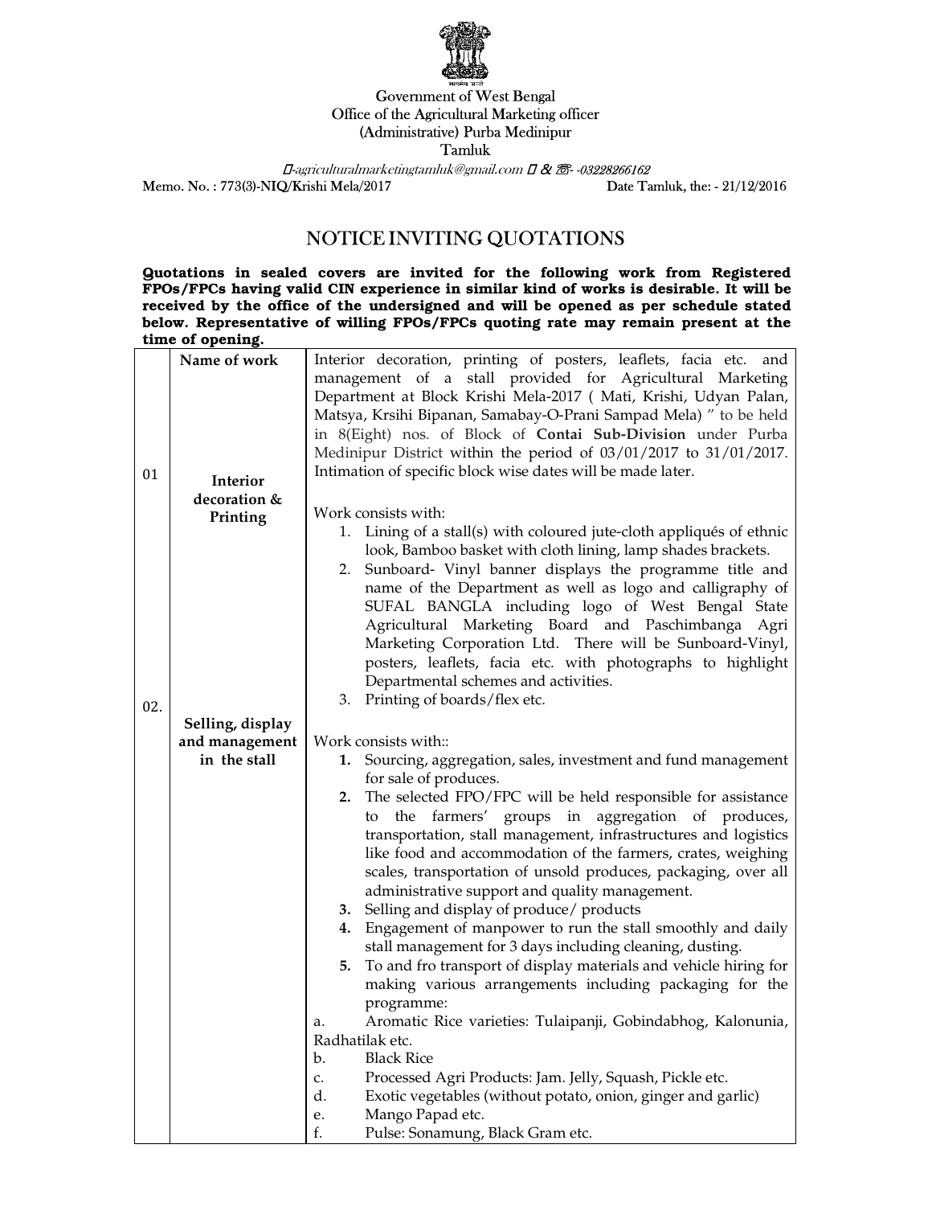Government of West Bengal
Office of the Agricultural Marketing officer
(Administrative) Purba Medinipur
Tamluk

-agriculturalmarketingtamluk@gmail.com & -03228266162

Memo. No. : 773(3)-NIQ/Krishi Mela/2017 Date Tamluk, the: - 21/12/2016

# NOTICE INVITING QUOTATIONS

**Quotations in sealed covers are invited for the following work from Registered FPOs/FPCs having valid CIN experience in similar kind of works is desirable. It will be received by the office of the undersigned and will be opened as per schedule stated below. Representative of willing FPOs/FPCs quoting rate may remain present at the time of opening.**

| | Name of work | |
|---|---|---|
| 01 | **Interior decoration & Printing** | Interior decoration, printing of posters, leaflets, facia etc. and management of a stall provided for Agricultural Marketing Department at Block Krishi Mela-2017 ( Mati, Krishi, Udyan Palan, Matsya, Krsihi Bipanan, Samabay-O-Prani Sampad Mela) " to be held in 8(Eight) nos. of Block of **Contai Sub-Division** under Purba Medinipur District within the period of 03/01/2017 to 31/01/2017. Intimation of specific block wise dates will be made later.<br><br>Work consists with:<br>1. Lining of a stall(s) with coloured jute-cloth appliqués of ethnic look, Bamboo basket with cloth lining, lamp shades brackets.<br>2. Sunboard- Vinyl banner displays the programme title and name of the Department as well as logo and calligraphy of SUFAL BANGLA including logo of West Bengal State Agricultural Marketing Board and Paschimbanga Agri Marketing Corporation Ltd. There will be Sunboard-Vinyl, posters, leaflets, facia etc. with photographs to highlight Departmental schemes and activities.<br>3. Printing of boards/flex etc. |
| 02. | **Selling, display and management in the stall** | Work consists with::<br>**1.** Sourcing, aggregation, sales, investment and fund management for sale of produces.<br>**2.** The selected FPO/FPC will be held responsible for assistance to the farmers' groups in aggregation of produces, transportation, stall management, infrastructures and logistics like food and accommodation of the farmers, crates, weighing scales, transportation of unsold produces, packaging, over all administrative support and quality management.<br>**3.** Selling and display of produce/ products<br>**4.** Engagement of manpower to run the stall smoothly and daily stall management for 3 days including cleaning, dusting.<br>**5.** To and fro transport of display materials and vehicle hiring for making various arrangements including packaging for the programme:<br>a. Aromatic Rice varieties: Tulaipanji, Gobindabhog, Kalonunia, Radhatilak etc.<br>b. Black Rice<br>c. Processed Agri Products: Jam. Jelly, Squash, Pickle etc.<br>d. Exotic vegetables (without potato, onion, ginger and garlic)<br>e. Mango Papad etc.<br>f. Pulse: Sonamung, Black Gram etc. |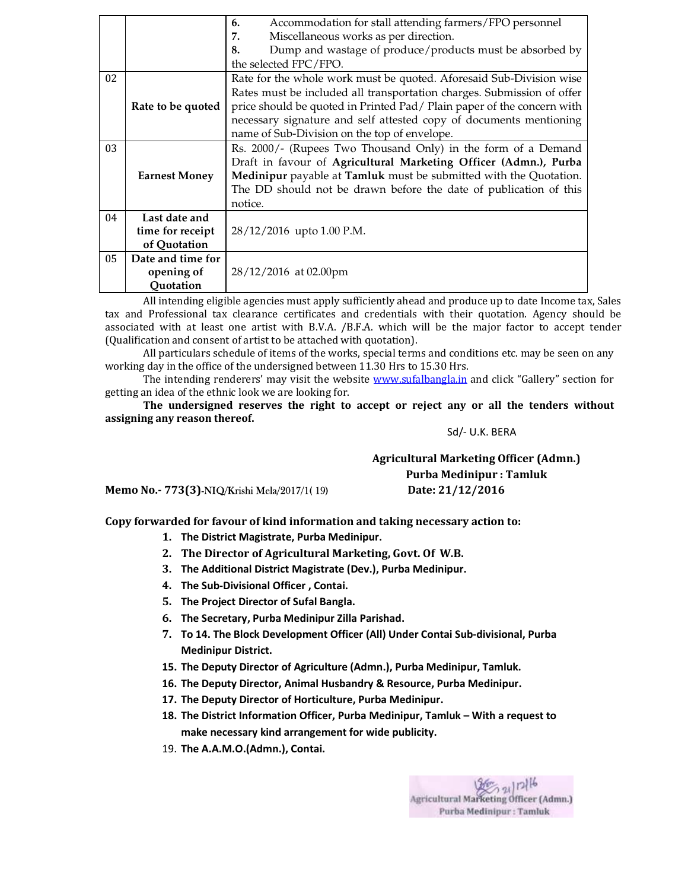| | | |
|---|---|---|
| | | **6.** Accommodation for stall attending farmers/FPO personnel<br>**7.** Miscellaneous works as per direction.<br>**8.** Dump and wastage of produce/products must be absorbed by the selected FPC/FPO. |
| 02 | **Rate to be quoted** | Rate for the whole work must be quoted. Aforesaid Sub-Division wise Rates must be included all transportation charges. Submission of offer price should be quoted in Printed Pad/ Plain paper of the concern with necessary signature and self attested copy of documents mentioning name of Sub-Division on the top of envelope. |
| 03 | **Earnest Money** | Rs. 2000/- (Rupees Two Thousand Only) in the form of a Demand Draft in favour of **Agricultural Marketing Officer (Admn.), Purba Medinipur** payable at **Tamluk** must be submitted with the Quotation. The DD should not be drawn before the date of publication of this notice. |
| 04 | **Last date and time for receipt of Quotation** | 28/12/2016 upto 1.00 P.M. |
| 05 | **Date and time for opening of Quotation** | 28/12/2016 at 02.00pm |

All intending eligible agencies must apply sufficiently ahead and produce up to date Income tax, Sales tax and Professional tax clearance certificates and credentials with their quotation. Agency should be associated with at least one artist with B.V.A. /B.F.A. which will be the major factor to accept tender (Qualification and consent of artist to be attached with quotation).

All particulars schedule of items of the works, special terms and conditions etc. may be seen on any working day in the office of the undersigned between 11.30 Hrs to 15.30 Hrs.

The intending renderers' may visit the website www.sufalbangla.in and click "Gallery" section for getting an idea of the ethnic look we are looking for.

**The undersigned reserves the right to accept or reject any or all the tenders without assigning any reason thereof.**

Sd/- U.K. BERA

**Agricultural Marketing Officer (Admn.)**
**Purba Medinipur : Tamluk**

**Memo No.- 773(3)**-NIQ/Krishi Mela/2017/1( 19) **Date: 21/12/2016**

**Copy forwarded for favour of kind information and taking necessary action to:**

1. **The District Magistrate, Purba Medinipur.**
2. **The Director of Agricultural Marketing, Govt. Of W.B.**
3. **The Additional District Magistrate (Dev.), Purba Medinipur.**
4. **The Sub-Divisional Officer , Contai.**
5. **The Project Director of Sufal Bangla.**
6. **The Secretary, Purba Medinipur Zilla Parishad.**
7. **To 14. The Block Development Officer (All) Under Contai Sub-divisional, Purba Medinipur District.**
15. **The Deputy Director of Agriculture (Admn.), Purba Medinipur, Tamluk.**
16. **The Deputy Director, Animal Husbandry & Resource, Purba Medinipur.**
17. **The Deputy Director of Horticulture, Purba Medinipur.**
18. **The District Information Officer, Purba Medinipur, Tamluk – With a request to make necessary kind arrangement for wide publicity.**
19. **The A.A.M.O.(Admn.), Contai.**

21/12/16
Agricultural Marketing Officer (Admn.)
Purba Medinipur : Tamluk